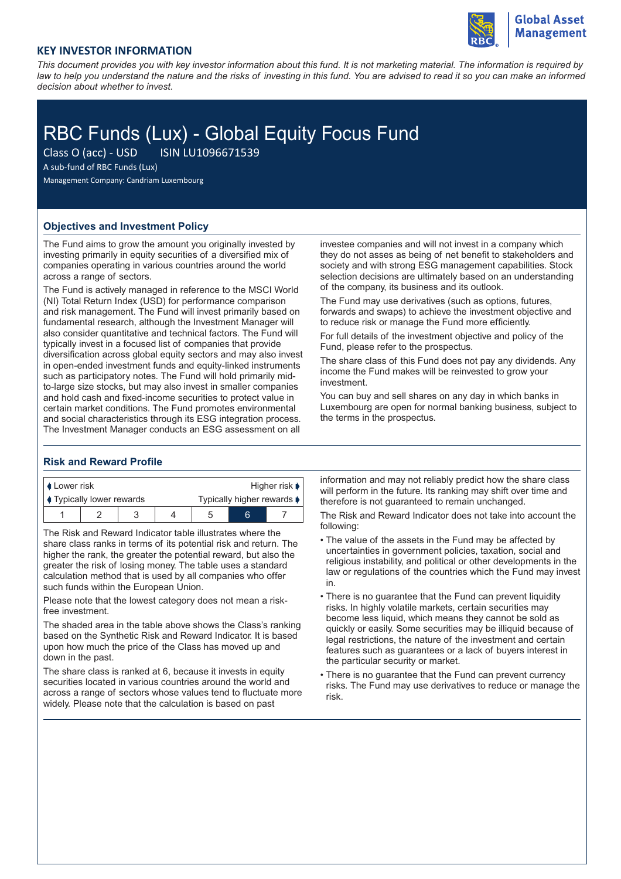## KEY INVESTOR INFORMATION

*This document provides you with key investor information about this fund. It is not marketing material. The information is required by law to help you understand the nature and the risks of investing in this fund. You are advised to read it so you can make an informed decision about whether to invest.*

# RBC Funds (Lux) - Global Equity Focus Fund

Class O (acc) - USD ISIN LU1096671539

A sub-fund of RBC Funds (Lux)

Management Company: Candriam Luxembourg

### Objectives and Investment Policy

The Fund aims to grow the amount you originally invested by investing primarily in equity securities of a diversified mix of companies operating in various countries around the world across a range of sectors.

The Fund is actively managed in reference to the MSCI World (NI) Total Return Index (USD) for performance comparison and risk management. The Fund will invest primarily based on fundamental research, although the Investment Manager will also consider quantitative and technical factors. The Fund will typically invest in a focused list of companies that provide diversification across global equity sectors and may also invest in open-ended investment funds and equity-linked instruments such as participatory notes. The Fund will hold primarily mid-to-large size stocks, but may also invest in smaller companies and hold cash and fixed-income securities to protect value in certain market conditions. The Fund promotes environmental and social characteristics through its ESG integration process. The Investment Manager conducts an ESG assessment on all investee companies and will not invest in a company which they do not asses as being of net benefit to stakeholders and society and with strong ESG management capabilities. Stock selection decisions are ultimately based on an understanding of the company, its business and its outlook.

The Fund may use derivatives (such as options, futures, forwards and swaps) to achieve the investment objective and to reduce risk or manage the Fund more efficiently.

For full details of the investment objective and policy of the Fund, please refer to the prospectus.

The share class of this Fund does not pay any dividends. Any income the Fund makes will be reinvested to grow your investment.

You can buy and sell shares on any day in which banks in Luxembourg are open for normal banking business, subject to the terms in the prospectus.

### Risk and Reward Profile

| ◄ Lower risk | | | | | | Higher risk ► |
|---|---|---|---|---|---|---|
| ◄ Typically lower rewards | | | | | | Typically higher rewards ► |
| 1 | 2 | 3 | 4 | 5 | **6** | 7 |

The Risk and Reward Indicator table illustrates where the share class ranks in terms of its potential risk and return. The higher the rank, the greater the potential reward, but also the greater the risk of losing money. The table uses a standard calculation method that is used by all companies who offer such funds within the European Union.

Please note that the lowest category does not mean a risk-free investment.

The shaded area in the table above shows the Class's ranking based on the Synthetic Risk and Reward Indicator. It is based upon how much the price of the Class has moved up and down in the past.

The share class is ranked at 6, because it invests in equity securities located in various countries around the world and across a range of sectors whose values tend to fluctuate more widely. Please note that the calculation is based on past information and may not reliably predict how the share class will perform in the future. Its ranking may shift over time and therefore is not guaranteed to remain unchanged.

The Risk and Reward Indicator does not take into account the following:

- The value of the assets in the Fund may be affected by uncertainties in government policies, taxation, social and religious instability, and political or other developments in the law or regulations of the countries which the Fund may invest in.
- There is no guarantee that the Fund can prevent liquidity risks. In highly volatile markets, certain securities may become less liquid, which means they cannot be sold as quickly or easily. Some securities may be illiquid because of legal restrictions, the nature of the investment and certain features such as guarantees or a lack of buyers interest in the particular security or market.
- There is no guarantee that the Fund can prevent currency risks. The Fund may use derivatives to reduce or manage the risk.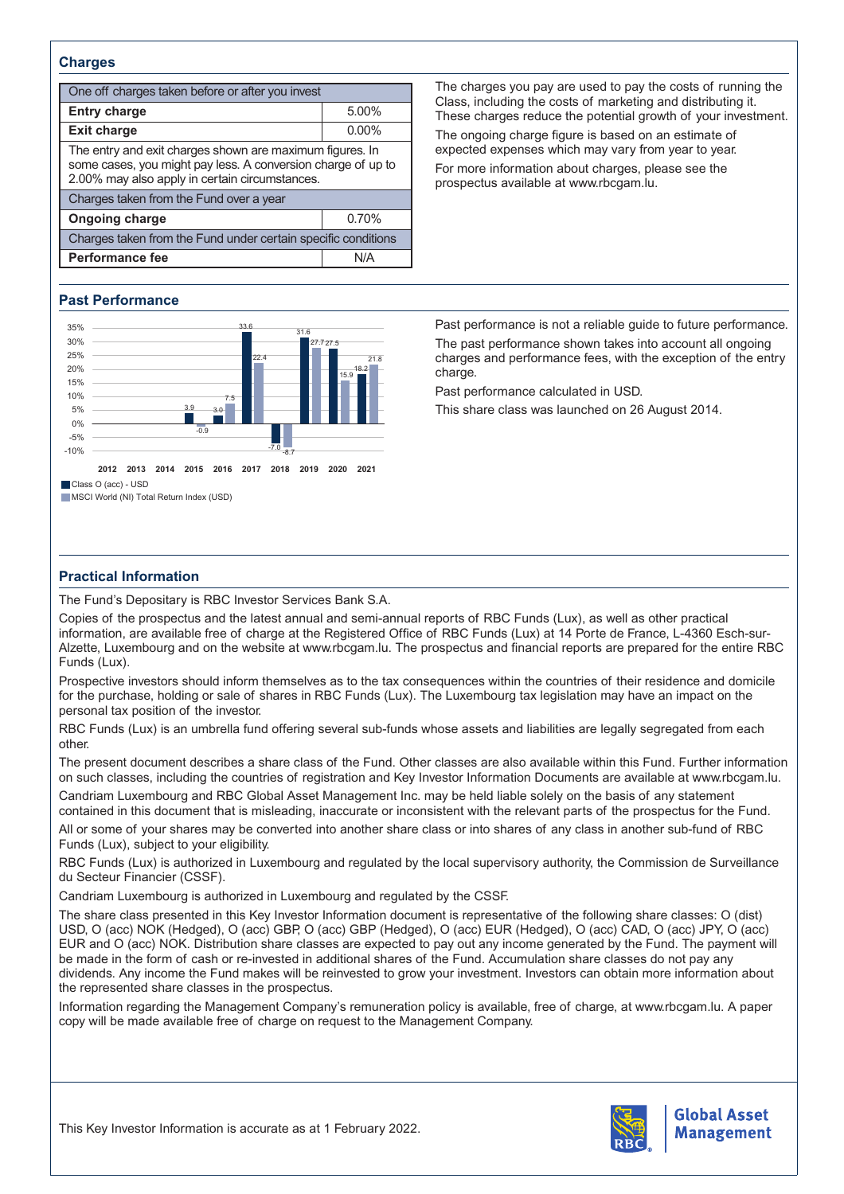## Charges

| One off charges taken before or after you invest | |
|---|---|
| **Entry charge** | 5.00% |
| **Exit charge** | 0.00% |
| The entry and exit charges shown are maximum figures. In some cases, you might pay less. A conversion charge of up to 2.00% may also apply in certain circumstances. | |
| Charges taken from the Fund over a year | |
| **Ongoing charge** | 0.70% |
| Charges taken from the Fund under certain specific conditions | |
| **Performance fee** | N/A |

The charges you pay are used to pay the costs of running the Class, including the costs of marketing and distributing it. These charges reduce the potential growth of your investment.

The ongoing charge figure is based on an estimate of expected expenses which may vary from year to year.

For more information about charges, please see the prospectus available at www.rbcgam.lu.

## Past Performance

35%
30%
25%
20%
15%
10%
5%
0%
-5%
-10%

3.9
-0.9
3.0
7.5
33.6
22.4
-7.0
-8.7
31.6
27.7
27.5
15.9
18.2
21.8

2012 2013 2014 2015 2016 2017 2018 2019 2020 2021

Class O (acc) - USD
MSCI World (Nl) Total Return Index (USD)

Past performance is not a reliable guide to future performance.

The past performance shown takes into account all ongoing charges and performance fees, with the exception of the entry charge.

Past performance calculated in USD.

This share class was launched on 26 August 2014.

## Practical Information

The Fund's Depositary is RBC Investor Services Bank S.A.

Copies of the prospectus and the latest annual and semi-annual reports of RBC Funds (Lux), as well as other practical information, are available free of charge at the Registered Office of RBC Funds (Lux) at 14 Porte de France, L-4360 Esch-sur-Alzette, Luxembourg and on the website at www.rbcgam.lu. The prospectus and financial reports are prepared for the entire RBC Funds (Lux).

Prospective investors should inform themselves as to the tax consequences within the countries of their residence and domicile for the purchase, holding or sale of shares in RBC Funds (Lux). The Luxembourg tax legislation may have an impact on the personal tax position of the investor.

RBC Funds (Lux) is an umbrella fund offering several sub-funds whose assets and liabilities are legally segregated from each other.

The present document describes a share class of the Fund. Other classes are also available within this Fund. Further information on such classes, including the countries of registration and Key Investor Information Documents are available at www.rbcgam.lu.

Candriam Luxembourg and RBC Global Asset Management Inc. may be held liable solely on the basis of any statement contained in this document that is misleading, inaccurate or inconsistent with the relevant parts of the prospectus for the Fund.

All or some of your shares may be converted into another share class or into shares of any class in another sub-fund of RBC Funds (Lux), subject to your eligibility.

RBC Funds (Lux) is authorized in Luxembourg and regulated by the local supervisory authority, the Commission de Surveillance du Secteur Financier (CSSF).

Candriam Luxembourg is authorized in Luxembourg and regulated by the CSSF.

The share class presented in this Key Investor Information document is representative of the following share classes: O (dist) USD, O (acc) NOK (Hedged), O (acc) GBP, O (acc) GBP (Hedged), O (acc) EUR (Hedged), O (acc) CAD, O (acc) JPY, O (acc) EUR and O (acc) NOK. Distribution share classes are expected to pay out any income generated by the Fund. The payment will be made in the form of cash or re-invested in additional shares of the Fund. Accumulation share classes do not pay any dividends. Any income the Fund makes will be reinvested to grow your investment. Investors can obtain more information about the represented share classes in the prospectus.

Information regarding the Management Company's remuneration policy is available, free of charge, at www.rbcgam.lu. A paper copy will be made available free of charge on request to the Management Company.

This Key Investor Information is accurate as at 1 February 2022.

RBC Global Asset Management